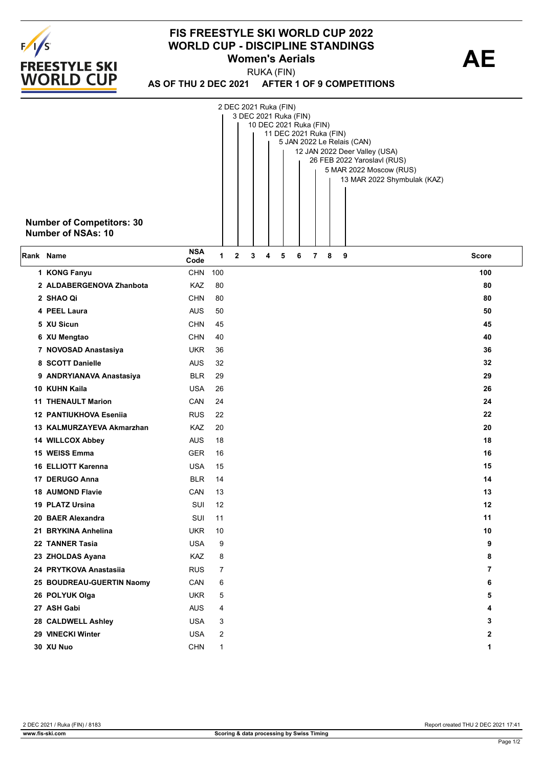# FIS FREESTYLE SKI WORLD CUP 2022
# WORLD CUP - DISCIPLINE STANDINGS
## Women's Aerials

**AE**

RUKA (FIN)

**AS OF THU 2 DEC 2021 AFTER 1 OF 9 COMPETITIONS**

1. 2 DEC 2021 Ruka (FIN)
2. 3 DEC 2021 Ruka (FIN)
3. 10 DEC 2021 Ruka (FIN)
4. 11 DEC 2021 Ruka (FIN)
5. 5 JAN 2022 Le Relais (CAN)
6. 12 JAN 2022 Deer Valley (USA)
7. 26 FEB 2022 Yaroslavl (RUS)
8. 5 MAR 2022 Moscow (RUS)
9. 13 MAR 2022 Shymbulak (KAZ)

**Number of Competitors: 30**
**Number of NSAs: 10**

| Rank | Name | NSA Code | 1 | 2 | 3 | 4 | 5 | 6 | 7 | 8 | 9 | Score |
|---|---|---|---|---|---|---|---|---|---|---|---|---|
| 1 | KONG Fanyu | CHN | 100 | | | | | | | | | 100 |
| 2 | ALDABERGENOVA Zhanbota | KAZ | 80 | | | | | | | | | 80 |
| 2 | SHAO Qi | CHN | 80 | | | | | | | | | 80 |
| 4 | PEEL Laura | AUS | 50 | | | | | | | | | 50 |
| 5 | XU Sicun | CHN | 45 | | | | | | | | | 45 |
| 6 | XU Mengtao | CHN | 40 | | | | | | | | | 40 |
| 7 | NOVOSAD Anastasiya | UKR | 36 | | | | | | | | | 36 |
| 8 | SCOTT Danielle | AUS | 32 | | | | | | | | | 32 |
| 9 | ANDRYIANAVA Anastasiya | BLR | 29 | | | | | | | | | 29 |
| 10 | KUHN Kaila | USA | 26 | | | | | | | | | 26 |
| 11 | THENAULT Marion | CAN | 24 | | | | | | | | | 24 |
| 12 | PANTIUKHOVA Esenija | RUS | 22 | | | | | | | | | 22 |
| 13 | KALMURZAYEVA Akmarzhan | KAZ | 20 | | | | | | | | | 20 |
| 14 | WILLCOX Abbey | AUS | 18 | | | | | | | | | 18 |
| 15 | WEISS Emma | GER | 16 | | | | | | | | | 16 |
| 16 | ELLIOTT Karenna | USA | 15 | | | | | | | | | 15 |
| 17 | DERUGO Anna | BLR | 14 | | | | | | | | | 14 |
| 18 | AUMOND Flavie | CAN | 13 | | | | | | | | | 13 |
| 19 | PLATZ Ursina | SUI | 12 | | | | | | | | | 12 |
| 20 | BAER Alexandra | SUI | 11 | | | | | | | | | 11 |
| 21 | BRYKINA Anhelina | UKR | 10 | | | | | | | | | 10 |
| 22 | TANNER Tasia | USA | 9 | | | | | | | | | 9 |
| 23 | ZHOLDAS Ayana | KAZ | 8 | | | | | | | | | 8 |
| 24 | PRYTKOVA Anastasiia | RUS | 7 | | | | | | | | | 7 |
| 25 | BOUDREAU-GUERTIN Naomy | CAN | 6 | | | | | | | | | 6 |
| 26 | POLYUK Olga | UKR | 5 | | | | | | | | | 5 |
| 27 | ASH Gabi | AUS | 4 | | | | | | | | | 4 |
| 28 | CALDWELL Ashley | USA | 3 | | | | | | | | | 3 |
| 29 | VINECKI Winter | USA | 2 | | | | | | | | | 2 |
| 30 | XU Nuo | CHN | 1 | | | | | | | | | 1 |

2 DEC 2021 / Ruka (FIN) / 8183

Report created THU 2 DEC 2021 17:41

www.fis-ski.com

Scoring & data processing by Swiss Timing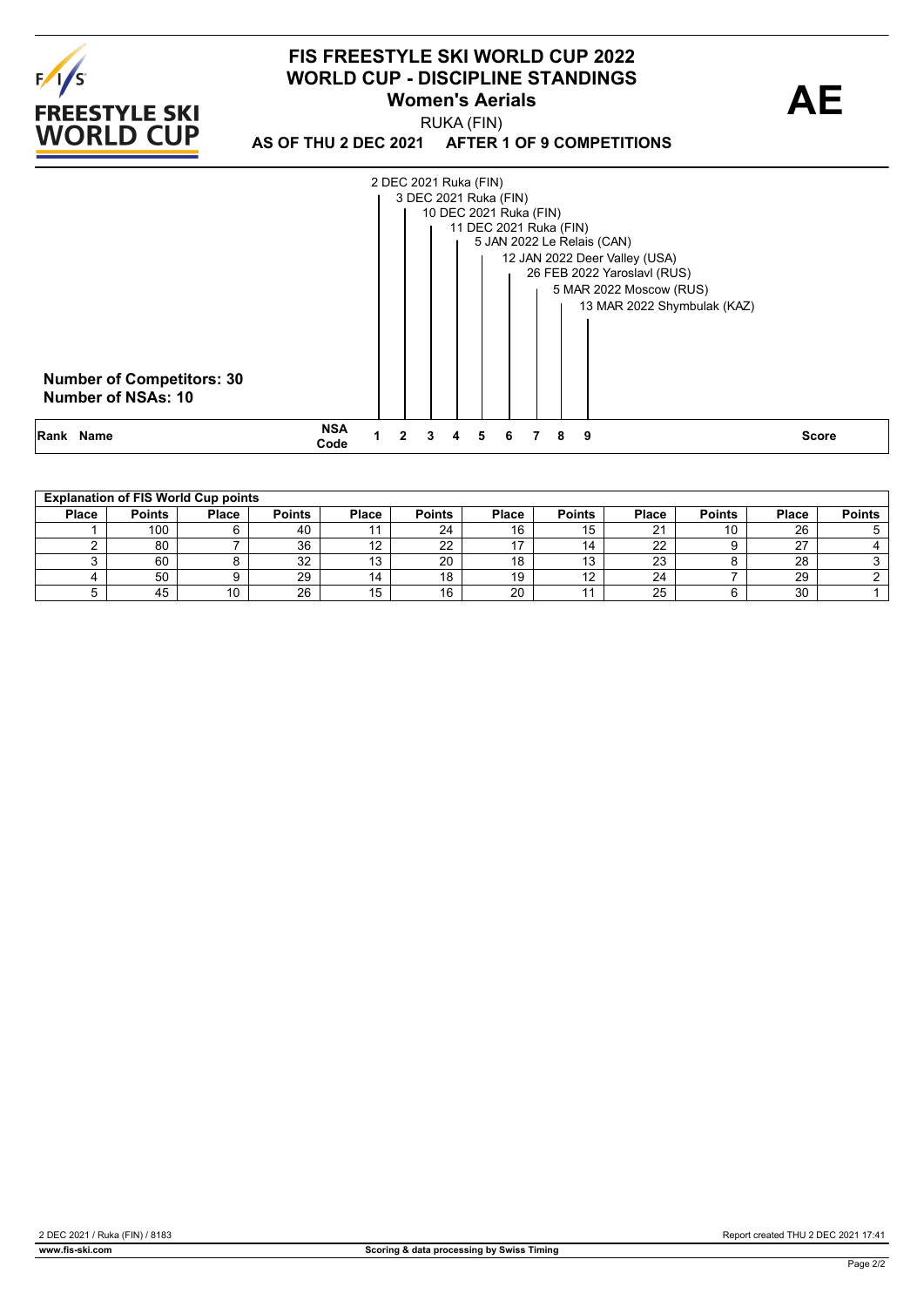# FIS FREESTYLE SKI WORLD CUP 2022
## WORLD CUP - DISCIPLINE STANDINGS
### Women's Aerials

RUKA (FIN)

**AS OF THU 2 DEC 2021 AFTER 1 OF 9 COMPETITIONS**

**AE**

2 DEC 2021 Ruka (FIN)
3 DEC 2021 Ruka (FIN)
10 DEC 2021 Ruka (FIN)
11 DEC 2021 Ruka (FIN)
5 JAN 2022 Le Relais (CAN)
12 JAN 2022 Deer Valley (USA)
26 FEB 2022 Yaroslavl (RUS)
5 MAR 2022 Moscow (RUS)
13 MAR 2022 Shymbulak (KAZ)

**Number of Competitors: 30**
**Number of NSAs: 10**

| Rank | Name | NSA Code | 1 | 2 | 3 | 4 | 5 | 6 | 7 | 8 | 9 | Score |
|---|---|---|---|---|---|---|---|---|---|---|---|---|

| Explanation of FIS World Cup points | | | | | | | | | | | |
|---|---|---|---|---|---|---|---|---|---|---|---|
| **Place** | **Points** | **Place** | **Points** | **Place** | **Points** | **Place** | **Points** | **Place** | **Points** | **Place** | **Points** |
| 1 | 100 | 6 | 40 | 11 | 24 | 16 | 15 | 21 | 10 | 26 | 5 |
| 2 | 80 | 7 | 36 | 12 | 22 | 17 | 14 | 22 | 9 | 27 | 4 |
| 3 | 60 | 8 | 32 | 13 | 20 | 18 | 13 | 23 | 8 | 28 | 3 |
| 4 | 50 | 9 | 29 | 14 | 18 | 19 | 12 | 24 | 7 | 29 | 2 |
| 5 | 45 | 10 | 26 | 15 | 16 | 20 | 11 | 25 | 6 | 30 | 1 |

2 DEC 2021 / Ruka (FIN) / 8183

Report created THU 2 DEC 2021 17:41

www.fis-ski.com

Scoring & data processing by Swiss Timing